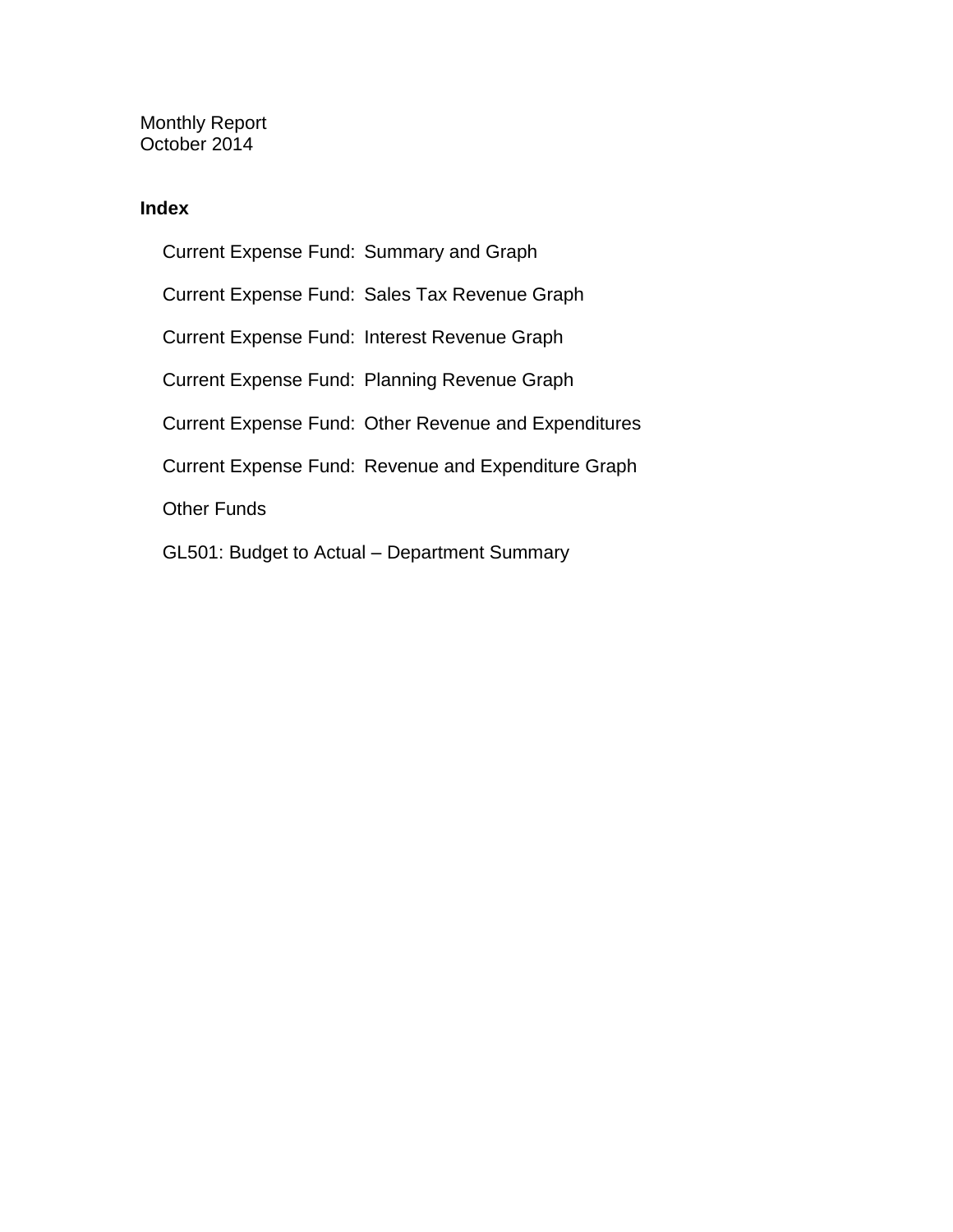Monthly Report
October 2014

## Index

- Current Expense Fund: Summary and Graph
- Current Expense Fund: Sales Tax Revenue Graph
- Current Expense Fund: Interest Revenue Graph
- Current Expense Fund: Planning Revenue Graph
- Current Expense Fund: Other Revenue and Expenditures
- Current Expense Fund: Revenue and Expenditure Graph
- Other Funds
- GL501: Budget to Actual – Department Summary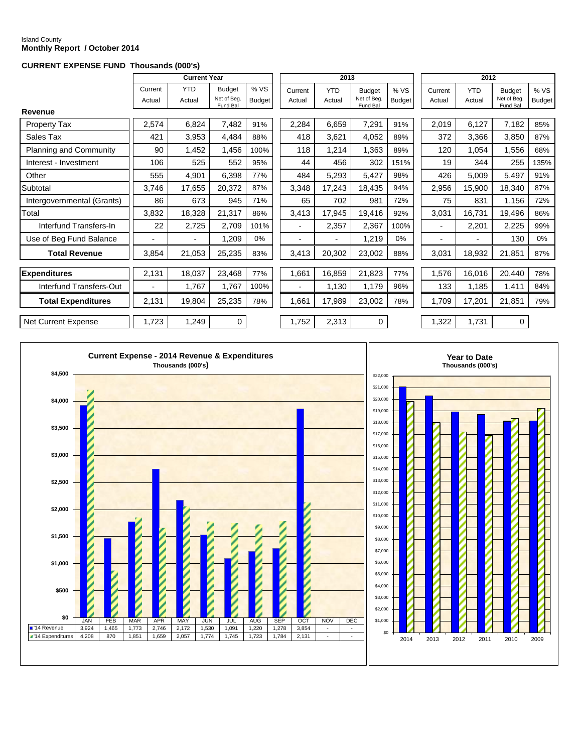Island County
**Monthly Report / October 2014**

**CURRENT EXPENSE FUND Thousands (000's)**

| | Current Year | | | | 2013 | | | | 2012 | | | |
|---|---|---|---|---|---|---|---|---|---|---|---|---|
| | Current Actual | YTD Actual | Budget Net of Beg. Fund Bal | % VS Budget | Current Actual | YTD Actual | Budget Net of Beg. Fund Bal | % VS Budget | Current Actual | YTD Actual | Budget Net of Beg. Fund Bal | % VS Budget |
| **Revenue** | | | | | | | | | | | | |
| Property Tax | 2,574 | 6,824 | 7,482 | 91% | 2,284 | 6,659 | 7,291 | 91% | 2,019 | 6,127 | 7,182 | 85% |
| Sales Tax | 421 | 3,953 | 4,484 | 88% | 418 | 3,621 | 4,052 | 89% | 372 | 3,366 | 3,850 | 87% |
| Planning and Community | 90 | 1,452 | 1,456 | 100% | 118 | 1,214 | 1,363 | 89% | 120 | 1,054 | 1,556 | 68% |
| Interest - Investment | 106 | 525 | 552 | 95% | 44 | 456 | 302 | 151% | 19 | 344 | 255 | 135% |
| Other | 555 | 4,901 | 6,398 | 77% | 484 | 5,293 | 5,427 | 98% | 426 | 5,009 | 5,497 | 91% |
| Subtotal | 3,746 | 17,655 | 20,372 | 87% | 3,348 | 17,243 | 18,435 | 94% | 2,956 | 15,900 | 18,340 | 87% |
| Intergovernmental (Grants) | 86 | 673 | 945 | 71% | 65 | 702 | 981 | 72% | 75 | 831 | 1,156 | 72% |
| Total | 3,832 | 18,328 | 21,317 | 86% | 3,413 | 17,945 | 19,416 | 92% | 3,031 | 16,731 | 19,496 | 86% |
| Interfund Transfers-In | 22 | 2,725 | 2,709 | 101% | - | 2,357 | 2,367 | 100% | - | 2,201 | 2,225 | 99% |
| Use of Beg Fund Balance | - | - | 1,209 | 0% | - | - | 1,219 | 0% | - | - | 130 | 0% |
| **Total Revenue** | 3,854 | 21,053 | 25,235 | 83% | 3,413 | 20,302 | 23,002 | 88% | 3,031 | 18,932 | 21,851 | 87% |
| **Expenditures** | 2,131 | 18,037 | 23,468 | 77% | 1,661 | 16,859 | 21,823 | 77% | 1,576 | 16,016 | 20,440 | 78% |
| Interfund Transfers-Out | - | 1,767 | 1,767 | 100% | - | 1,130 | 1,179 | 96% | 133 | 1,185 | 1,411 | 84% |
| **Total Expenditures** | 2,131 | 19,804 | 25,235 | 78% | 1,661 | 17,989 | 23,002 | 78% | 1,709 | 17,201 | 21,851 | 79% |
| Net Current Expense | 1,723 | 1,249 | 0 | | 1,752 | 2,313 | 0 | | 1,322 | 1,731 | 0 | |

**Current Expense - 2014 Revenue & Expenditures**
Thousands (000's)

| | JAN | FEB | MAR | APR | MAY | JUN | JUL | AUG | SEP | OCT | NOV | DEC |
|---|---|---|---|---|---|---|---|---|---|---|---|---|
| '14 Revenue | 3,924 | 1,465 | 1,773 | 2,746 | 2,172 | 1,530 | 1,091 | 1,220 | 1,278 | 3,854 | - | - |
| '14 Expenditures | 4,208 | 870 | 1,851 | 1,659 | 2,057 | 1,774 | 1,745 | 1,723 | 1,784 | 2,131 | - | - |

**Year to Date**
Thousands (000's)

2014, 2013, 2012, 2011, 2010, 2009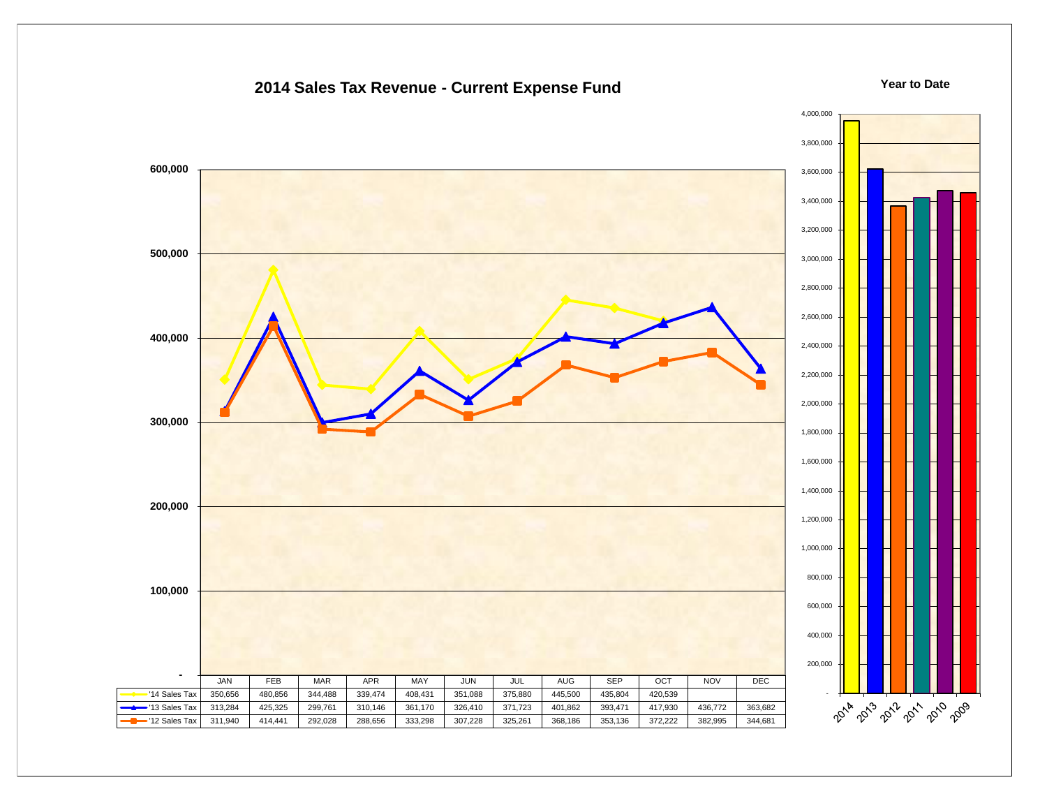# 2014 Sales Tax Revenue - Current Expense Fund

| | JAN | FEB | MAR | APR | MAY | JUN | JUL | AUG | SEP | OCT | NOV | DEC |
|---|---|---|---|---|---|---|---|---|---|---|---|---|
| '14 Sales Tax | 350,656 | 480,856 | 344,488 | 339,474 | 408,431 | 351,088 | 375,880 | 445,500 | 435,804 | 420,539 | | |
| '13 Sales Tax | 313,284 | 425,325 | 299,761 | 310,146 | 361,170 | 326,410 | 371,723 | 401,862 | 393,471 | 417,930 | 436,772 | 363,682 |
| '12 Sales Tax | 311,940 | 414,441 | 292,028 | 288,656 | 333,298 | 307,228 | 325,261 | 368,186 | 353,136 | 372,222 | 382,995 | 344,681 |

**Year to Date**

(Bar chart: 2014, 2013, 2012, 2011, 2010, 2009)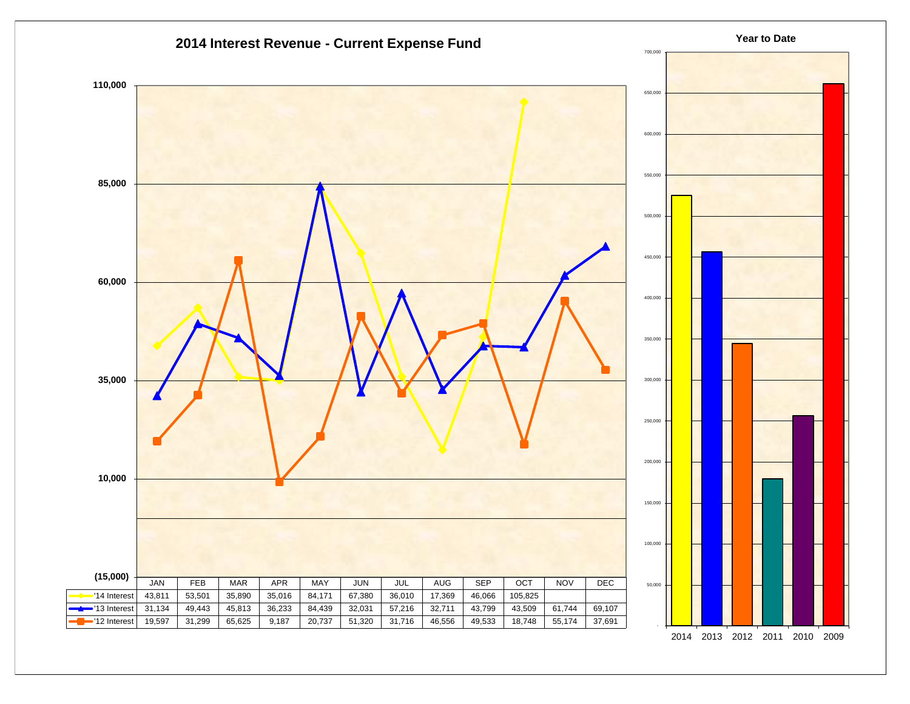## 2014 Interest Revenue - Current Expense Fund

| | JAN | FEB | MAR | APR | MAY | JUN | JUL | AUG | SEP | OCT | NOV | DEC |
|---|---|---|---|---|---|---|---|---|---|---|---|---|
| '14 Interest | 43,811 | 53,501 | 35,890 | 35,016 | 84,171 | 67,380 | 36,010 | 17,369 | 46,066 | 105,825 | | |
| '13 Interest | 31,134 | 49,443 | 45,813 | 36,233 | 84,439 | 32,031 | 57,216 | 32,711 | 43,799 | 43,509 | 61,744 | 69,107 |
| '12 Interest | 19,597 | 31,299 | 65,625 | 9,187 | 20,737 | 51,320 | 31,716 | 46,556 | 49,533 | 18,748 | 55,174 | 37,691 |

## Year to Date

2014, 2013, 2012, 2011, 2010, 2009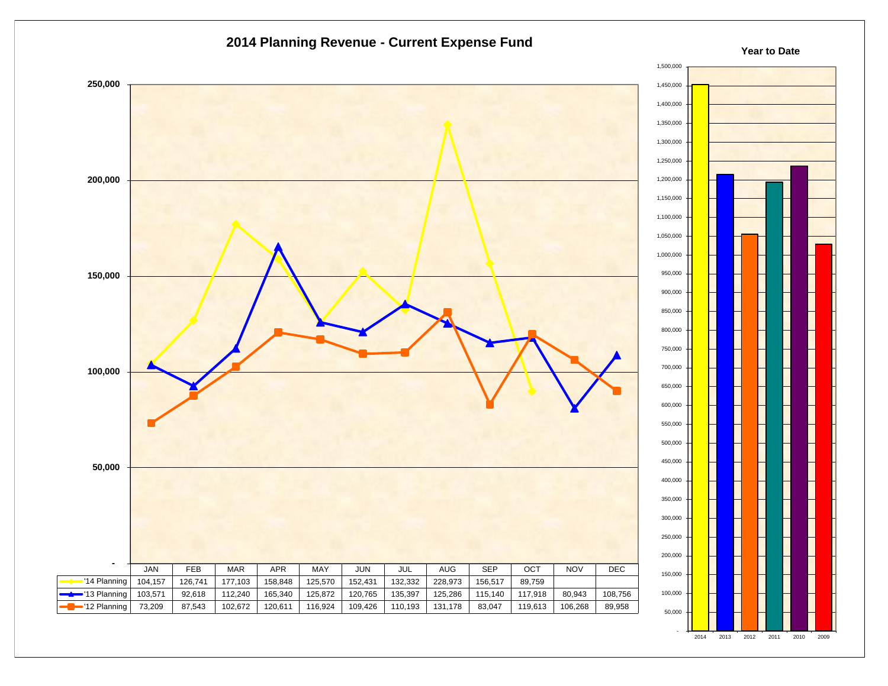# 2014 Planning Revenue - Current Expense Fund

| | JAN | FEB | MAR | APR | MAY | JUN | JUL | AUG | SEP | OCT | NOV | DEC |
|---|---|---|---|---|---|---|---|---|---|---|---|---|
| '14 Planning | 104,157 | 126,741 | 177,103 | 158,848 | 125,570 | 152,431 | 132,332 | 228,973 | 156,517 | 89,759 | | |
| '13 Planning | 103,571 | 92,618 | 112,240 | 165,340 | 125,872 | 120,765 | 135,397 | 125,286 | 115,140 | 117,918 | 80,943 | 108,756 |
| '12 Planning | 73,209 | 87,543 | 102,672 | 120,611 | 116,924 | 109,426 | 110,193 | 131,178 | 83,047 | 119,613 | 106,268 | 89,958 |

**Year to Date**

(Bar chart: 2014, 2013, 2012, 2011, 2010, 2009)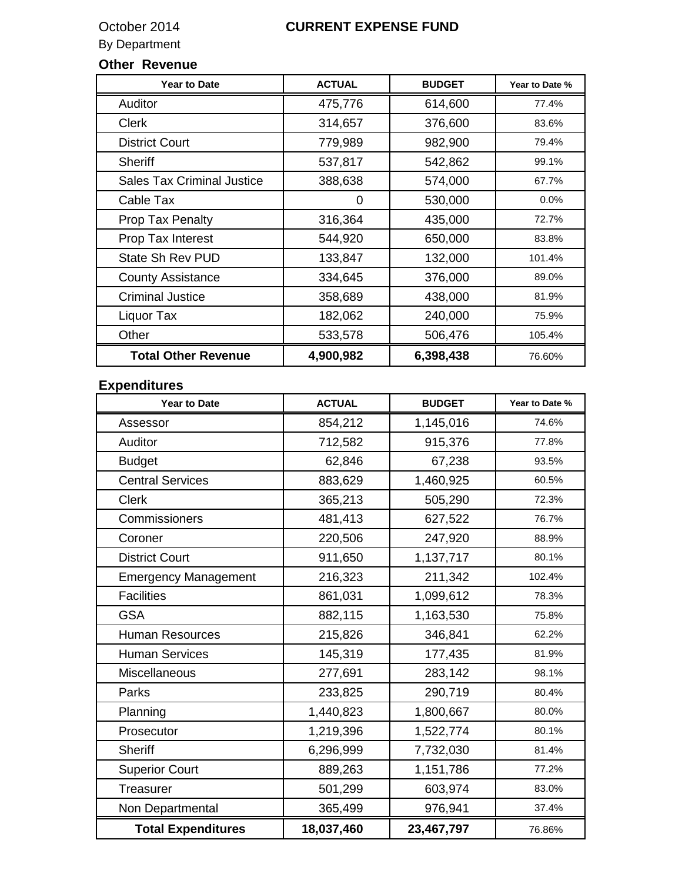October 2014

By Department

# CURRENT EXPENSE FUND

### Other Revenue

| Year to Date | ACTUAL | BUDGET | Year to Date % |
|---|---|---|---|
| Auditor | 475,776 | 614,600 | 77.4% |
| Clerk | 314,657 | 376,600 | 83.6% |
| District Court | 779,989 | 982,900 | 79.4% |
| Sheriff | 537,817 | 542,862 | 99.1% |
| Sales Tax Criminal Justice | 388,638 | 574,000 | 67.7% |
| Cable Tax | 0 | 530,000 | 0.0% |
| Prop Tax Penalty | 316,364 | 435,000 | 72.7% |
| Prop Tax Interest | 544,920 | 650,000 | 83.8% |
| State Sh Rev PUD | 133,847 | 132,000 | 101.4% |
| County Assistance | 334,645 | 376,000 | 89.0% |
| Criminal Justice | 358,689 | 438,000 | 81.9% |
| Liquor Tax | 182,062 | 240,000 | 75.9% |
| Other | 533,578 | 506,476 | 105.4% |
| **Total Other Revenue** | **4,900,982** | **6,398,438** | 76.60% |

### Expenditures

| Year to Date | ACTUAL | BUDGET | Year to Date % |
|---|---|---|---|
| Assessor | 854,212 | 1,145,016 | 74.6% |
| Auditor | 712,582 | 915,376 | 77.8% |
| Budget | 62,846 | 67,238 | 93.5% |
| Central Services | 883,629 | 1,460,925 | 60.5% |
| Clerk | 365,213 | 505,290 | 72.3% |
| Commissioners | 481,413 | 627,522 | 76.7% |
| Coroner | 220,506 | 247,920 | 88.9% |
| District Court | 911,650 | 1,137,717 | 80.1% |
| Emergency Management | 216,323 | 211,342 | 102.4% |
| Facilities | 861,031 | 1,099,612 | 78.3% |
| GSA | 882,115 | 1,163,530 | 75.8% |
| Human Resources | 215,826 | 346,841 | 62.2% |
| Human Services | 145,319 | 177,435 | 81.9% |
| Miscellaneous | 277,691 | 283,142 | 98.1% |
| Parks | 233,825 | 290,719 | 80.4% |
| Planning | 1,440,823 | 1,800,667 | 80.0% |
| Prosecutor | 1,219,396 | 1,522,774 | 80.1% |
| Sheriff | 6,296,999 | 7,732,030 | 81.4% |
| Superior Court | 889,263 | 1,151,786 | 77.2% |
| Treasurer | 501,299 | 603,974 | 83.0% |
| Non Departmental | 365,499 | 976,941 | 37.4% |
| **Total Expenditures** | **18,037,460** | **23,467,797** | 76.86% |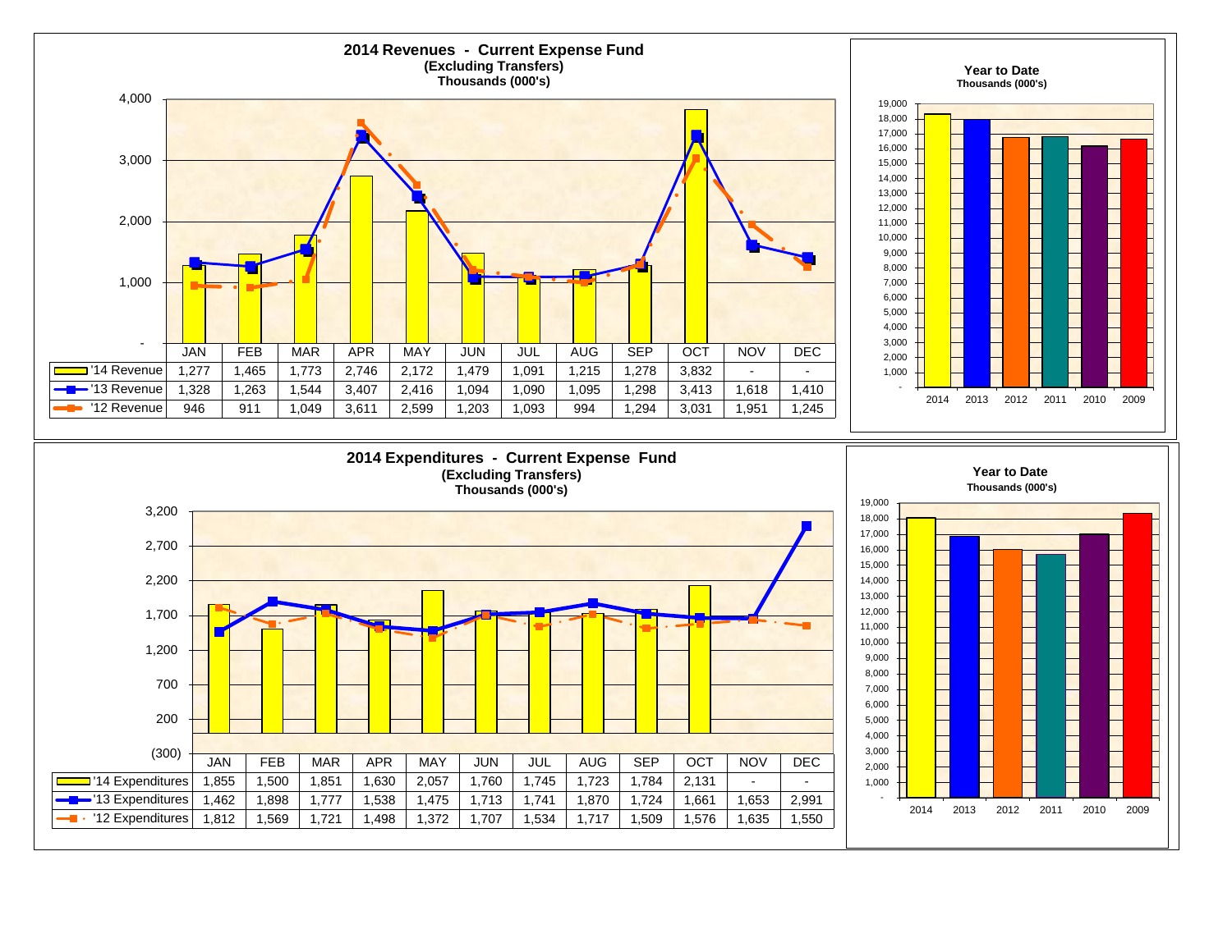## 2014 Revenues - Current Expense Fund

**(Excluding Transfers)**
**Thousands (000's)**

| | JAN | FEB | MAR | APR | MAY | JUN | JUL | AUG | SEP | OCT | NOV | DEC |
|---|---|---|---|---|---|---|---|---|---|---|---|---|
| '14 Revenue | 1,277 | 1,465 | 1,773 | 2,746 | 2,172 | 1,479 | 1,091 | 1,215 | 1,278 | 3,832 | - | - |
| '13 Revenue | 1,328 | 1,263 | 1,544 | 3,407 | 2,416 | 1,094 | 1,090 | 1,095 | 1,298 | 3,413 | 1,618 | 1,410 |
| '12 Revenue | 946 | 911 | 1,049 | 3,611 | 2,599 | 1,203 | 1,093 | 994 | 1,294 | 3,031 | 1,951 | 1,245 |

**Year to Date**
**Thousands (000's)**

Years shown: 2014, 2013, 2012, 2011, 2010, 2009

## 2014 Expenditures - Current Expense Fund

**(Excluding Transfers)**
**Thousands (000's)**

| | JAN | FEB | MAR | APR | MAY | JUN | JUL | AUG | SEP | OCT | NOV | DEC |
|---|---|---|---|---|---|---|---|---|---|---|---|---|
| '14 Expenditures | 1,855 | 1,500 | 1,851 | 1,630 | 2,057 | 1,760 | 1,745 | 1,723 | 1,784 | 2,131 | - | - |
| '13 Expenditures | 1,462 | 1,898 | 1,777 | 1,538 | 1,475 | 1,713 | 1,741 | 1,870 | 1,724 | 1,661 | 1,653 | 2,991 |
| '12 Expenditures | 1,812 | 1,569 | 1,721 | 1,498 | 1,372 | 1,707 | 1,534 | 1,717 | 1,509 | 1,576 | 1,635 | 1,550 |

**Year to Date**
**Thousands (000's)**

Years shown: 2014, 2013, 2012, 2011, 2010, 2009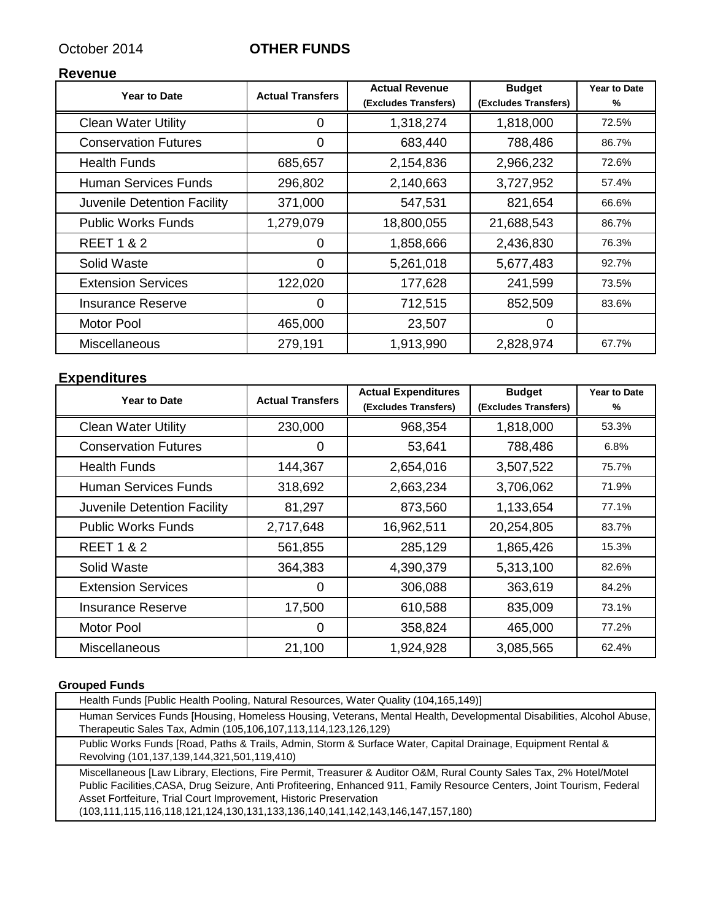October 2014 **OTHER FUNDS**

## Revenue

| Year to Date | Actual Transfers | Actual Revenue (Excludes Transfers) | Budget (Excludes Transfers) | Year to Date % |
|---|---|---|---|---|
| Clean Water Utility | 0 | 1,318,274 | 1,818,000 | 72.5% |
| Conservation Futures | 0 | 683,440 | 788,486 | 86.7% |
| Health Funds | 685,657 | 2,154,836 | 2,966,232 | 72.6% |
| Human Services Funds | 296,802 | 2,140,663 | 3,727,952 | 57.4% |
| Juvenile Detention Facility | 371,000 | 547,531 | 821,654 | 66.6% |
| Public Works Funds | 1,279,079 | 18,800,055 | 21,688,543 | 86.7% |
| REET 1 & 2 | 0 | 1,858,666 | 2,436,830 | 76.3% |
| Solid Waste | 0 | 5,261,018 | 5,677,483 | 92.7% |
| Extension Services | 122,020 | 177,628 | 241,599 | 73.5% |
| Insurance Reserve | 0 | 712,515 | 852,509 | 83.6% |
| Motor Pool | 465,000 | 23,507 | 0 | |
| Miscellaneous | 279,191 | 1,913,990 | 2,828,974 | 67.7% |

## Expenditures

| Year to Date | Actual Transfers | Actual Expenditures (Excludes Transfers) | Budget (Excludes Transfers) | Year to Date % |
|---|---|---|---|---|
| Clean Water Utility | 230,000 | 968,354 | 1,818,000 | 53.3% |
| Conservation Futures | 0 | 53,641 | 788,486 | 6.8% |
| Health Funds | 144,367 | 2,654,016 | 3,507,522 | 75.7% |
| Human Services Funds | 318,692 | 2,663,234 | 3,706,062 | 71.9% |
| Juvenile Detention Facility | 81,297 | 873,560 | 1,133,654 | 77.1% |
| Public Works Funds | 2,717,648 | 16,962,511 | 20,254,805 | 83.7% |
| REET 1 & 2 | 561,855 | 285,129 | 1,865,426 | 15.3% |
| Solid Waste | 364,383 | 4,390,379 | 5,313,100 | 82.6% |
| Extension Services | 0 | 306,088 | 363,619 | 84.2% |
| Insurance Reserve | 17,500 | 610,588 | 835,009 | 73.1% |
| Motor Pool | 0 | 358,824 | 465,000 | 77.2% |
| Miscellaneous | 21,100 | 1,924,928 | 3,085,565 | 62.4% |

**Grouped Funds**

| Grouped Funds |
|---|
| Health Funds [Public Health Pooling, Natural Resources, Water Quality (104,165,149)] |
| Human Services Funds [Housing, Homeless Housing, Veterans, Mental Health, Developmental Disabilities, Alcohol Abuse, Therapeutic Sales Tax, Admin (105,106,107,113,114,123,126,129) |
| Public Works Funds [Road, Paths & Trails, Admin, Storm & Surface Water, Capital Drainage, Equipment Rental & Revolving (101,137,139,144,321,501,119,410) |
| Miscellaneous [Law Library, Elections, Fire Permit, Treasurer & Auditor O&M, Rural County Sales Tax, 2% Hotel/Motel Public Facilities,CASA, Drug Seizure, Anti Profiteering, Enhanced 911, Family Resource Centers, Joint Tourism, Federal Asset Fortfeiture, Trial Court Improvement, Historic Preservation (103,111,115,116,118,121,124,130,131,133,136,140,141,142,143,146,147,157,180) |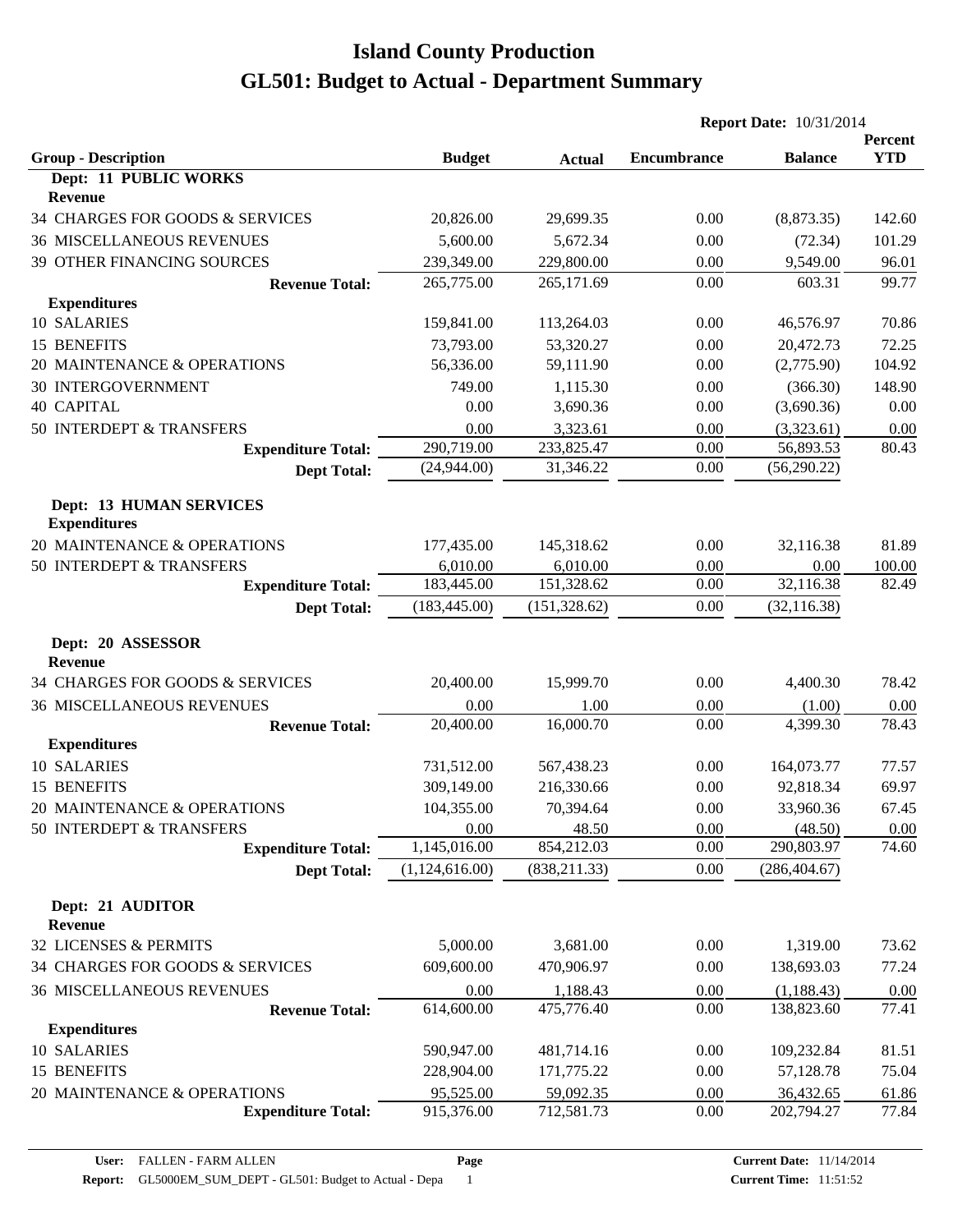# Island County Production

# GL501: Budget to Actual - Department Summary

**Report Date:** 10/31/2014

| Group - Description | Budget | Actual | Encumbrance | Balance | Percent YTD |
|---|---|---|---|---|---|
| **Dept: 11 PUBLIC WORKS** | | | | | |
| **Revenue** | | | | | |
| 34 CHARGES FOR GOODS & SERVICES | 20,826.00 | 29,699.35 | 0.00 | (8,873.35) | 142.60 |
| 36 MISCELLANEOUS REVENUES | 5,600.00 | 5,672.34 | 0.00 | (72.34) | 101.29 |
| 39 OTHER FINANCING SOURCES | 239,349.00 | 229,800.00 | 0.00 | 9,549.00 | 96.01 |
| **Revenue Total:** | 265,775.00 | 265,171.69 | 0.00 | 603.31 | 99.77 |
| **Expenditures** | | | | | |
| 10 SALARIES | 159,841.00 | 113,264.03 | 0.00 | 46,576.97 | 70.86 |
| 15 BENEFITS | 73,793.00 | 53,320.27 | 0.00 | 20,472.73 | 72.25 |
| 20 MAINTENANCE & OPERATIONS | 56,336.00 | 59,111.90 | 0.00 | (2,775.90) | 104.92 |
| 30 INTERGOVERNMENT | 749.00 | 1,115.30 | 0.00 | (366.30) | 148.90 |
| 40 CAPITAL | 0.00 | 3,690.36 | 0.00 | (3,690.36) | 0.00 |
| 50 INTERDEPT & TRANSFERS | 0.00 | 3,323.61 | 0.00 | (3,323.61) | 0.00 |
| **Expenditure Total:** | 290,719.00 | 233,825.47 | 0.00 | 56,893.53 | 80.43 |
| **Dept Total:** | (24,944.00) | 31,346.22 | 0.00 | (56,290.22) | |
| **Dept: 13 HUMAN SERVICES** | | | | | |
| **Expenditures** | | | | | |
| 20 MAINTENANCE & OPERATIONS | 177,435.00 | 145,318.62 | 0.00 | 32,116.38 | 81.89 |
| 50 INTERDEPT & TRANSFERS | 6,010.00 | 6,010.00 | 0.00 | 0.00 | 100.00 |
| **Expenditure Total:** | 183,445.00 | 151,328.62 | 0.00 | 32,116.38 | 82.49 |
| **Dept Total:** | (183,445.00) | (151,328.62) | 0.00 | (32,116.38) | |
| **Dept: 20 ASSESSOR** | | | | | |
| **Revenue** | | | | | |
| 34 CHARGES FOR GOODS & SERVICES | 20,400.00 | 15,999.70 | 0.00 | 4,400.30 | 78.42 |
| 36 MISCELLANEOUS REVENUES | 0.00 | 1.00 | 0.00 | (1.00) | 0.00 |
| **Revenue Total:** | 20,400.00 | 16,000.70 | 0.00 | 4,399.30 | 78.43 |
| **Expenditures** | | | | | |
| 10 SALARIES | 731,512.00 | 567,438.23 | 0.00 | 164,073.77 | 77.57 |
| 15 BENEFITS | 309,149.00 | 216,330.66 | 0.00 | 92,818.34 | 69.97 |
| 20 MAINTENANCE & OPERATIONS | 104,355.00 | 70,394.64 | 0.00 | 33,960.36 | 67.45 |
| 50 INTERDEPT & TRANSFERS | 0.00 | 48.50 | 0.00 | (48.50) | 0.00 |
| **Expenditure Total:** | 1,145,016.00 | 854,212.03 | 0.00 | 290,803.97 | 74.60 |
| **Dept Total:** | (1,124,616.00) | (838,211.33) | 0.00 | (286,404.67) | |
| **Dept: 21 AUDITOR** | | | | | |
| **Revenue** | | | | | |
| 32 LICENSES & PERMITS | 5,000.00 | 3,681.00 | 0.00 | 1,319.00 | 73.62 |
| 34 CHARGES FOR GOODS & SERVICES | 609,600.00 | 470,906.97 | 0.00 | 138,693.03 | 77.24 |
| 36 MISCELLANEOUS REVENUES | 0.00 | 1,188.43 | 0.00 | (1,188.43) | 0.00 |
| **Revenue Total:** | 614,600.00 | 475,776.40 | 0.00 | 138,823.60 | 77.41 |
| **Expenditures** | | | | | |
| 10 SALARIES | 590,947.00 | 481,714.16 | 0.00 | 109,232.84 | 81.51 |
| 15 BENEFITS | 228,904.00 | 171,775.22 | 0.00 | 57,128.78 | 75.04 |
| 20 MAINTENANCE & OPERATIONS | 95,525.00 | 59,092.35 | 0.00 | 36,432.65 | 61.86 |
| **Expenditure Total:** | 915,376.00 | 712,581.73 | 0.00 | 202,794.27 | 77.84 |

**User:** FALLEN - FARM ALLEN
**Report:** GL5000EM_SUM_DEPT - GL501: Budget to Actual - Depa
**Current Date:** 11/14/2014
**Current Time:** 11:51:52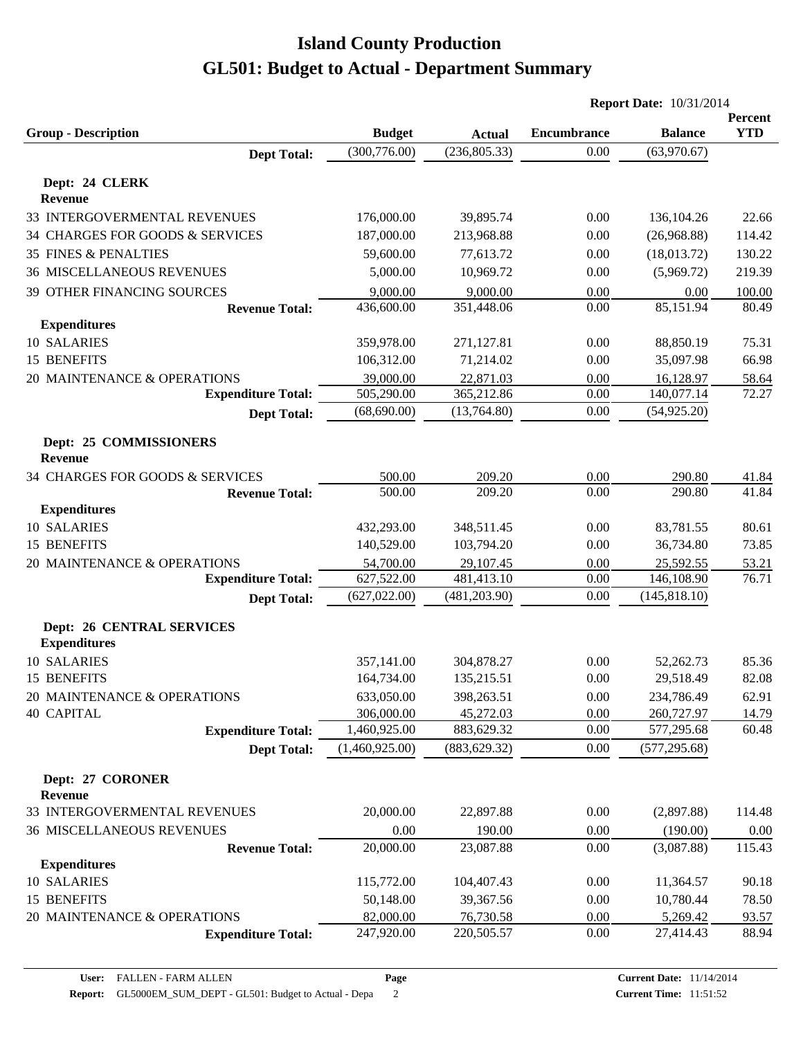# Island County Production
# GL501: Budget to Actual - Department Summary

**Report Date:** 10/31/2014

| Group - Description | Budget | Actual | Encumbrance | Balance | Percent YTD |
|---|---|---|---|---|---|
| **Dept Total:** | (300,776.00) | (236,805.33) | 0.00 | (63,970.67) | |
| **Dept: 24 CLERK** | | | | | |
| **Revenue** | | | | | |
| 33 INTERGOVERMENTAL REVENUES | 176,000.00 | 39,895.74 | 0.00 | 136,104.26 | 22.66 |
| 34 CHARGES FOR GOODS & SERVICES | 187,000.00 | 213,968.88 | 0.00 | (26,968.88) | 114.42 |
| 35 FINES & PENALTIES | 59,600.00 | 77,613.72 | 0.00 | (18,013.72) | 130.22 |
| 36 MISCELLANEOUS REVENUES | 5,000.00 | 10,969.72 | 0.00 | (5,969.72) | 219.39 |
| 39 OTHER FINANCING SOURCES | 9,000.00 | 9,000.00 | 0.00 | 0.00 | 100.00 |
| **Revenue Total:** | 436,600.00 | 351,448.06 | 0.00 | 85,151.94 | 80.49 |
| **Expenditures** | | | | | |
| 10 SALARIES | 359,978.00 | 271,127.81 | 0.00 | 88,850.19 | 75.31 |
| 15 BENEFITS | 106,312.00 | 71,214.02 | 0.00 | 35,097.98 | 66.98 |
| 20 MAINTENANCE & OPERATIONS | 39,000.00 | 22,871.03 | 0.00 | 16,128.97 | 58.64 |
| **Expenditure Total:** | 505,290.00 | 365,212.86 | 0.00 | 140,077.14 | 72.27 |
| **Dept Total:** | (68,690.00) | (13,764.80) | 0.00 | (54,925.20) | |
| **Dept: 25 COMMISSIONERS** | | | | | |
| **Revenue** | | | | | |
| 34 CHARGES FOR GOODS & SERVICES | 500.00 | 209.20 | 0.00 | 290.80 | 41.84 |
| **Revenue Total:** | 500.00 | 209.20 | 0.00 | 290.80 | 41.84 |
| **Expenditures** | | | | | |
| 10 SALARIES | 432,293.00 | 348,511.45 | 0.00 | 83,781.55 | 80.61 |
| 15 BENEFITS | 140,529.00 | 103,794.20 | 0.00 | 36,734.80 | 73.85 |
| 20 MAINTENANCE & OPERATIONS | 54,700.00 | 29,107.45 | 0.00 | 25,592.55 | 53.21 |
| **Expenditure Total:** | 627,522.00 | 481,413.10 | 0.00 | 146,108.90 | 76.71 |
| **Dept Total:** | (627,022.00) | (481,203.90) | 0.00 | (145,818.10) | |
| **Dept: 26 CENTRAL SERVICES** | | | | | |
| **Expenditures** | | | | | |
| 10 SALARIES | 357,141.00 | 304,878.27 | 0.00 | 52,262.73 | 85.36 |
| 15 BENEFITS | 164,734.00 | 135,215.51 | 0.00 | 29,518.49 | 82.08 |
| 20 MAINTENANCE & OPERATIONS | 633,050.00 | 398,263.51 | 0.00 | 234,786.49 | 62.91 |
| 40 CAPITAL | 306,000.00 | 45,272.03 | 0.00 | 260,727.97 | 14.79 |
| **Expenditure Total:** | 1,460,925.00 | 883,629.32 | 0.00 | 577,295.68 | 60.48 |
| **Dept Total:** | (1,460,925.00) | (883,629.32) | 0.00 | (577,295.68) | |
| **Dept: 27 CORONER** | | | | | |
| **Revenue** | | | | | |
| 33 INTERGOVERMENTAL REVENUES | 20,000.00 | 22,897.88 | 0.00 | (2,897.88) | 114.48 |
| 36 MISCELLANEOUS REVENUES | 0.00 | 190.00 | 0.00 | (190.00) | 0.00 |
| **Revenue Total:** | 20,000.00 | 23,087.88 | 0.00 | (3,087.88) | 115.43 |
| **Expenditures** | | | | | |
| 10 SALARIES | 115,772.00 | 104,407.43 | 0.00 | 11,364.57 | 90.18 |
| 15 BENEFITS | 50,148.00 | 39,367.56 | 0.00 | 10,780.44 | 78.50 |
| 20 MAINTENANCE & OPERATIONS | 82,000.00 | 76,730.58 | 0.00 | 5,269.42 | 93.57 |
| **Expenditure Total:** | 247,920.00 | 220,505.57 | 0.00 | 27,414.43 | 88.94 |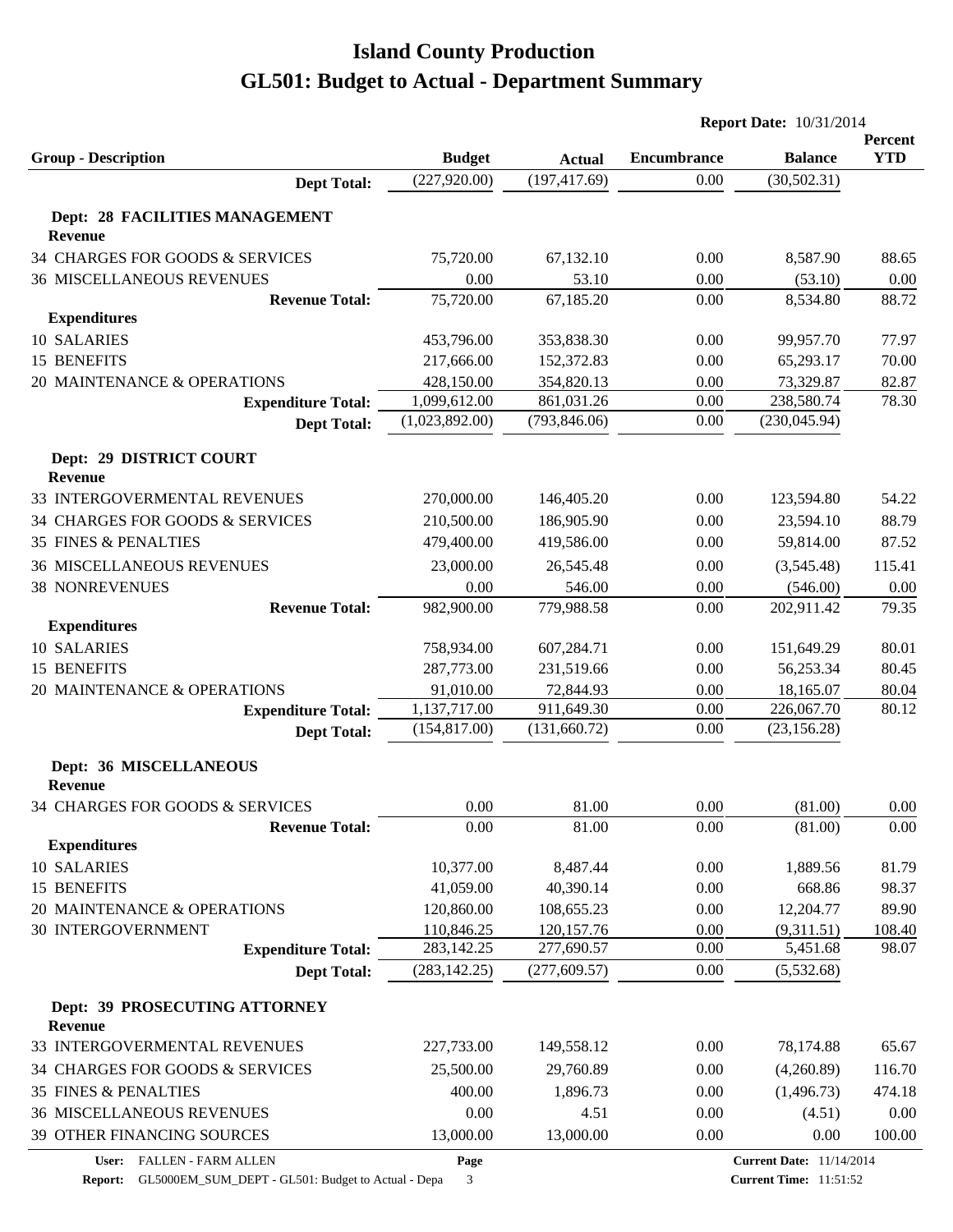# Island County Production

# GL501: Budget to Actual - Department Summary

**Report Date:** 10/31/2014

| Group - Description | Budget | Actual | Encumbrance | Balance | Percent YTD |
|---|---|---|---|---|---|
| **Dept Total:** | (227,920.00) | (197,417.69) | 0.00 | (30,502.31) | |
| **Dept: 28 FACILITIES MANAGEMENT** | | | | | |
| **Revenue** | | | | | |
| 34 CHARGES FOR GOODS & SERVICES | 75,720.00 | 67,132.10 | 0.00 | 8,587.90 | 88.65 |
| 36 MISCELLANEOUS REVENUES | 0.00 | 53.10 | 0.00 | (53.10) | 0.00 |
| **Revenue Total:** | 75,720.00 | 67,185.20 | 0.00 | 8,534.80 | 88.72 |
| **Expenditures** | | | | | |
| 10 SALARIES | 453,796.00 | 353,838.30 | 0.00 | 99,957.70 | 77.97 |
| 15 BENEFITS | 217,666.00 | 152,372.83 | 0.00 | 65,293.17 | 70.00 |
| 20 MAINTENANCE & OPERATIONS | 428,150.00 | 354,820.13 | 0.00 | 73,329.87 | 82.87 |
| **Expenditure Total:** | 1,099,612.00 | 861,031.26 | 0.00 | 238,580.74 | 78.30 |
| **Dept Total:** | (1,023,892.00) | (793,846.06) | 0.00 | (230,045.94) | |
| **Dept: 29 DISTRICT COURT** | | | | | |
| **Revenue** | | | | | |
| 33 INTERGOVERMENTAL REVENUES | 270,000.00 | 146,405.20 | 0.00 | 123,594.80 | 54.22 |
| 34 CHARGES FOR GOODS & SERVICES | 210,500.00 | 186,905.90 | 0.00 | 23,594.10 | 88.79 |
| 35 FINES & PENALTIES | 479,400.00 | 419,586.00 | 0.00 | 59,814.00 | 87.52 |
| 36 MISCELLANEOUS REVENUES | 23,000.00 | 26,545.48 | 0.00 | (3,545.48) | 115.41 |
| 38 NONREVENUES | 0.00 | 546.00 | 0.00 | (546.00) | 0.00 |
| **Revenue Total:** | 982,900.00 | 779,988.58 | 0.00 | 202,911.42 | 79.35 |
| **Expenditures** | | | | | |
| 10 SALARIES | 758,934.00 | 607,284.71 | 0.00 | 151,649.29 | 80.01 |
| 15 BENEFITS | 287,773.00 | 231,519.66 | 0.00 | 56,253.34 | 80.45 |
| 20 MAINTENANCE & OPERATIONS | 91,010.00 | 72,844.93 | 0.00 | 18,165.07 | 80.04 |
| **Expenditure Total:** | 1,137,717.00 | 911,649.30 | 0.00 | 226,067.70 | 80.12 |
| **Dept Total:** | (154,817.00) | (131,660.72) | 0.00 | (23,156.28) | |
| **Dept: 36 MISCELLANEOUS** | | | | | |
| **Revenue** | | | | | |
| 34 CHARGES FOR GOODS & SERVICES | 0.00 | 81.00 | 0.00 | (81.00) | 0.00 |
| **Revenue Total:** | 0.00 | 81.00 | 0.00 | (81.00) | 0.00 |
| **Expenditures** | | | | | |
| 10 SALARIES | 10,377.00 | 8,487.44 | 0.00 | 1,889.56 | 81.79 |
| 15 BENEFITS | 41,059.00 | 40,390.14 | 0.00 | 668.86 | 98.37 |
| 20 MAINTENANCE & OPERATIONS | 120,860.00 | 108,655.23 | 0.00 | 12,204.77 | 89.90 |
| 30 INTERGOVERNMENT | 110,846.25 | 120,157.76 | 0.00 | (9,311.51) | 108.40 |
| **Expenditure Total:** | 283,142.25 | 277,690.57 | 0.00 | 5,451.68 | 98.07 |
| **Dept Total:** | (283,142.25) | (277,609.57) | 0.00 | (5,532.68) | |
| **Dept: 39 PROSECUTING ATTORNEY** | | | | | |
| **Revenue** | | | | | |
| 33 INTERGOVERMENTAL REVENUES | 227,733.00 | 149,558.12 | 0.00 | 78,174.88 | 65.67 |
| 34 CHARGES FOR GOODS & SERVICES | 25,500.00 | 29,760.89 | 0.00 | (4,260.89) | 116.70 |
| 35 FINES & PENALTIES | 400.00 | 1,896.73 | 0.00 | (1,496.73) | 474.18 |
| 36 MISCELLANEOUS REVENUES | 0.00 | 4.51 | 0.00 | (4.51) | 0.00 |
| 39 OTHER FINANCING SOURCES | 13,000.00 | 13,000.00 | 0.00 | 0.00 | 100.00 |

**User:** FALLEN - FARM ALLEN
**Report:** GL5000EM_SUM_DEPT - GL501: Budget to Actual - Depa
**Current Date:** 11/14/2014
**Current Time:** 11:51:52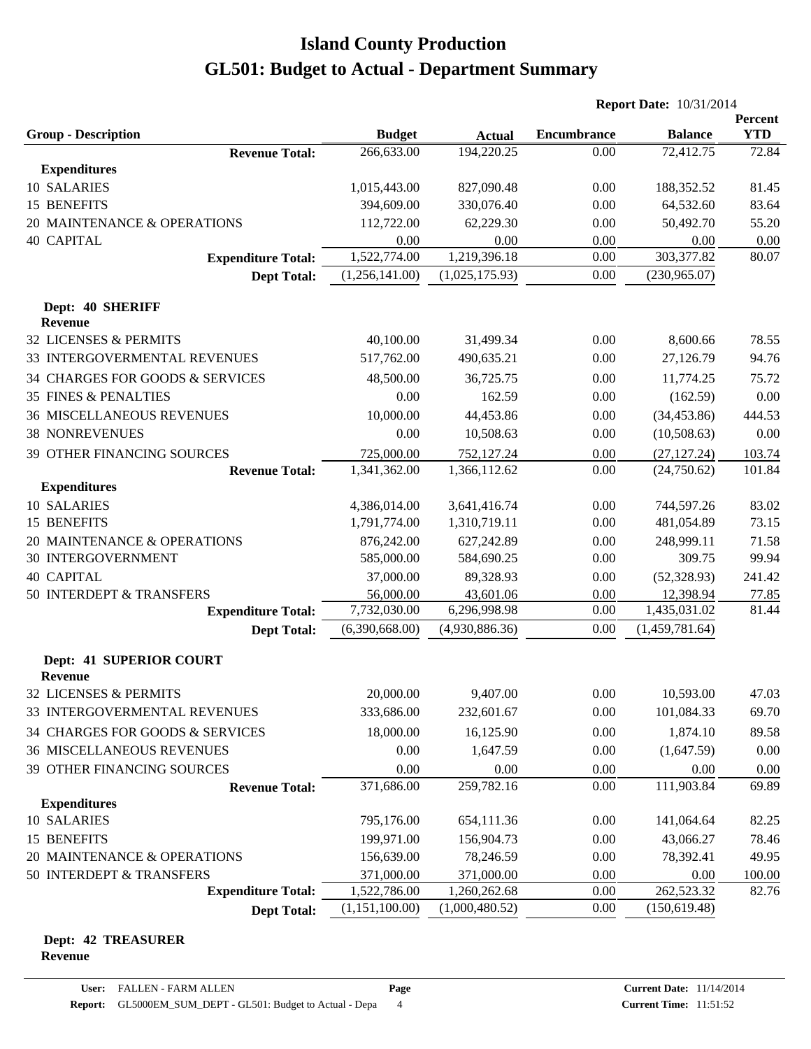# Island County Production
# GL501: Budget to Actual - Department Summary

**Report Date:** 10/31/2014

| Group - Description | Budget | Actual | Encumbrance | Balance | Percent YTD |
|---|---|---|---|---|---|
| **Revenue Total:** | 266,633.00 | 194,220.25 | 0.00 | 72,412.75 | 72.84 |
| **Expenditures** | | | | | |
| 10 SALARIES | 1,015,443.00 | 827,090.48 | 0.00 | 188,352.52 | 81.45 |
| 15 BENEFITS | 394,609.00 | 330,076.40 | 0.00 | 64,532.60 | 83.64 |
| 20 MAINTENANCE & OPERATIONS | 112,722.00 | 62,229.30 | 0.00 | 50,492.70 | 55.20 |
| 40 CAPITAL | 0.00 | 0.00 | 0.00 | 0.00 | 0.00 |
| **Expenditure Total:** | 1,522,774.00 | 1,219,396.18 | 0.00 | 303,377.82 | 80.07 |
| **Dept Total:** | (1,256,141.00) | (1,025,175.93) | 0.00 | (230,965.07) | |
| **Dept: 40 SHERIFF** | | | | | |
| **Revenue** | | | | | |
| 32 LICENSES & PERMITS | 40,100.00 | 31,499.34 | 0.00 | 8,600.66 | 78.55 |
| 33 INTERGOVERMENTAL REVENUES | 517,762.00 | 490,635.21 | 0.00 | 27,126.79 | 94.76 |
| 34 CHARGES FOR GOODS & SERVICES | 48,500.00 | 36,725.75 | 0.00 | 11,774.25 | 75.72 |
| 35 FINES & PENALTIES | 0.00 | 162.59 | 0.00 | (162.59) | 0.00 |
| 36 MISCELLANEOUS REVENUES | 10,000.00 | 44,453.86 | 0.00 | (34,453.86) | 444.53 |
| 38 NONREVENUES | 0.00 | 10,508.63 | 0.00 | (10,508.63) | 0.00 |
| 39 OTHER FINANCING SOURCES | 725,000.00 | 752,127.24 | 0.00 | (27,127.24) | 103.74 |
| **Revenue Total:** | 1,341,362.00 | 1,366,112.62 | 0.00 | (24,750.62) | 101.84 |
| **Expenditures** | | | | | |
| 10 SALARIES | 4,386,014.00 | 3,641,416.74 | 0.00 | 744,597.26 | 83.02 |
| 15 BENEFITS | 1,791,774.00 | 1,310,719.11 | 0.00 | 481,054.89 | 73.15 |
| 20 MAINTENANCE & OPERATIONS | 876,242.00 | 627,242.89 | 0.00 | 248,999.11 | 71.58 |
| 30 INTERGOVERNMENT | 585,000.00 | 584,690.25 | 0.00 | 309.75 | 99.94 |
| 40 CAPITAL | 37,000.00 | 89,328.93 | 0.00 | (52,328.93) | 241.42 |
| 50 INTERDEPT & TRANSFERS | 56,000.00 | 43,601.06 | 0.00 | 12,398.94 | 77.85 |
| **Expenditure Total:** | 7,732,030.00 | 6,296,998.98 | 0.00 | 1,435,031.02 | 81.44 |
| **Dept Total:** | (6,390,668.00) | (4,930,886.36) | 0.00 | (1,459,781.64) | |
| **Dept: 41 SUPERIOR COURT** | | | | | |
| **Revenue** | | | | | |
| 32 LICENSES & PERMITS | 20,000.00 | 9,407.00 | 0.00 | 10,593.00 | 47.03 |
| 33 INTERGOVERMENTAL REVENUES | 333,686.00 | 232,601.67 | 0.00 | 101,084.33 | 69.70 |
| 34 CHARGES FOR GOODS & SERVICES | 18,000.00 | 16,125.90 | 0.00 | 1,874.10 | 89.58 |
| 36 MISCELLANEOUS REVENUES | 0.00 | 1,647.59 | 0.00 | (1,647.59) | 0.00 |
| 39 OTHER FINANCING SOURCES | 0.00 | 0.00 | 0.00 | 0.00 | 0.00 |
| **Revenue Total:** | 371,686.00 | 259,782.16 | 0.00 | 111,903.84 | 69.89 |
| **Expenditures** | | | | | |
| 10 SALARIES | 795,176.00 | 654,111.36 | 0.00 | 141,064.64 | 82.25 |
| 15 BENEFITS | 199,971.00 | 156,904.73 | 0.00 | 43,066.27 | 78.46 |
| 20 MAINTENANCE & OPERATIONS | 156,639.00 | 78,246.59 | 0.00 | 78,392.41 | 49.95 |
| 50 INTERDEPT & TRANSFERS | 371,000.00 | 371,000.00 | 0.00 | 0.00 | 100.00 |
| **Expenditure Total:** | 1,522,786.00 | 1,260,262.68 | 0.00 | 262,523.32 | 82.76 |
| **Dept Total:** | (1,151,100.00) | (1,000,480.52) | 0.00 | (150,619.48) | |

**Dept: 42 TREASURER**

**Revenue**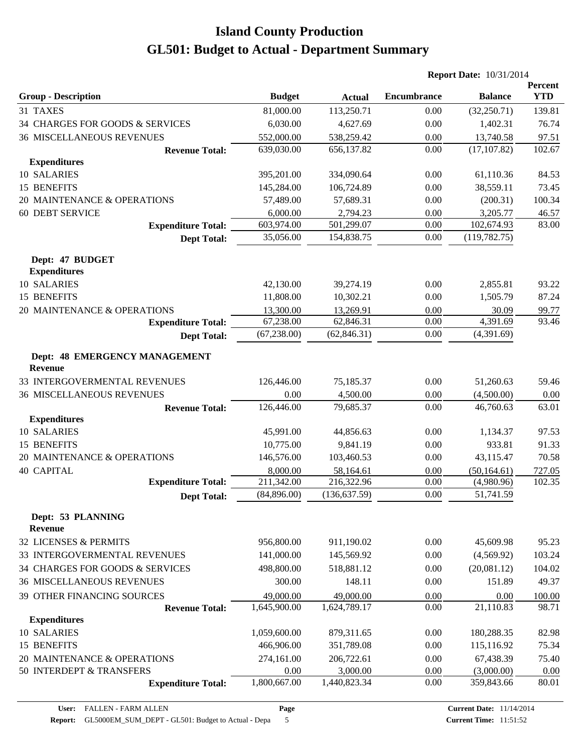# Island County Production

## GL501: Budget to Actual - Department Summary

**Report Date:** 10/31/2014

| Group - Description | Budget | Actual | Encumbrance | Balance | Percent YTD |
|---|---|---|---|---|---|
| 31 TAXES | 81,000.00 | 113,250.71 | 0.00 | (32,250.71) | 139.81 |
| 34 CHARGES FOR GOODS & SERVICES | 6,030.00 | 4,627.69 | 0.00 | 1,402.31 | 76.74 |
| 36 MISCELLANEOUS REVENUES | 552,000.00 | 538,259.42 | 0.00 | 13,740.58 | 97.51 |
| **Revenue Total:** | 639,030.00 | 656,137.82 | 0.00 | (17,107.82) | 102.67 |
| **Expenditures** | | | | | |
| 10 SALARIES | 395,201.00 | 334,090.64 | 0.00 | 61,110.36 | 84.53 |
| 15 BENEFITS | 145,284.00 | 106,724.89 | 0.00 | 38,559.11 | 73.45 |
| 20 MAINTENANCE & OPERATIONS | 57,489.00 | 57,689.31 | 0.00 | (200.31) | 100.34 |
| 60 DEBT SERVICE | 6,000.00 | 2,794.23 | 0.00 | 3,205.77 | 46.57 |
| **Expenditure Total:** | 603,974.00 | 501,299.07 | 0.00 | 102,674.93 | 83.00 |
| **Dept Total:** | 35,056.00 | 154,838.75 | 0.00 | (119,782.75) | |
| **Dept: 47 BUDGET** | | | | | |
| **Expenditures** | | | | | |
| 10 SALARIES | 42,130.00 | 39,274.19 | 0.00 | 2,855.81 | 93.22 |
| 15 BENEFITS | 11,808.00 | 10,302.21 | 0.00 | 1,505.79 | 87.24 |
| 20 MAINTENANCE & OPERATIONS | 13,300.00 | 13,269.91 | 0.00 | 30.09 | 99.77 |
| **Expenditure Total:** | 67,238.00 | 62,846.31 | 0.00 | 4,391.69 | 93.46 |
| **Dept Total:** | (67,238.00) | (62,846.31) | 0.00 | (4,391.69) | |
| **Dept: 48 EMERGENCY MANAGEMENT** | | | | | |
| **Revenue** | | | | | |
| 33 INTERGOVERMENTAL REVENUES | 126,446.00 | 75,185.37 | 0.00 | 51,260.63 | 59.46 |
| 36 MISCELLANEOUS REVENUES | 0.00 | 4,500.00 | 0.00 | (4,500.00) | 0.00 |
| **Revenue Total:** | 126,446.00 | 79,685.37 | 0.00 | 46,760.63 | 63.01 |
| **Expenditures** | | | | | |
| 10 SALARIES | 45,991.00 | 44,856.63 | 0.00 | 1,134.37 | 97.53 |
| 15 BENEFITS | 10,775.00 | 9,841.19 | 0.00 | 933.81 | 91.33 |
| 20 MAINTENANCE & OPERATIONS | 146,576.00 | 103,460.53 | 0.00 | 43,115.47 | 70.58 |
| 40 CAPITAL | 8,000.00 | 58,164.61 | 0.00 | (50,164.61) | 727.05 |
| **Expenditure Total:** | 211,342.00 | 216,322.96 | 0.00 | (4,980.96) | 102.35 |
| **Dept Total:** | (84,896.00) | (136,637.59) | 0.00 | 51,741.59 | |
| **Dept: 53 PLANNING** | | | | | |
| **Revenue** | | | | | |
| 32 LICENSES & PERMITS | 956,800.00 | 911,190.02 | 0.00 | 45,609.98 | 95.23 |
| 33 INTERGOVERMENTAL REVENUES | 141,000.00 | 145,569.92 | 0.00 | (4,569.92) | 103.24 |
| 34 CHARGES FOR GOODS & SERVICES | 498,800.00 | 518,881.12 | 0.00 | (20,081.12) | 104.02 |
| 36 MISCELLANEOUS REVENUES | 300.00 | 148.11 | 0.00 | 151.89 | 49.37 |
| 39 OTHER FINANCING SOURCES | 49,000.00 | 49,000.00 | 0.00 | 0.00 | 100.00 |
| **Revenue Total:** | 1,645,900.00 | 1,624,789.17 | 0.00 | 21,110.83 | 98.71 |
| **Expenditures** | | | | | |
| 10 SALARIES | 1,059,600.00 | 879,311.65 | 0.00 | 180,288.35 | 82.98 |
| 15 BENEFITS | 466,906.00 | 351,789.08 | 0.00 | 115,116.92 | 75.34 |
| 20 MAINTENANCE & OPERATIONS | 274,161.00 | 206,722.61 | 0.00 | 67,438.39 | 75.40 |
| 50 INTERDEPT & TRANSFERS | 0.00 | 3,000.00 | 0.00 | (3,000.00) | 0.00 |
| **Expenditure Total:** | 1,800,667.00 | 1,440,823.34 | 0.00 | 359,843.66 | 80.01 |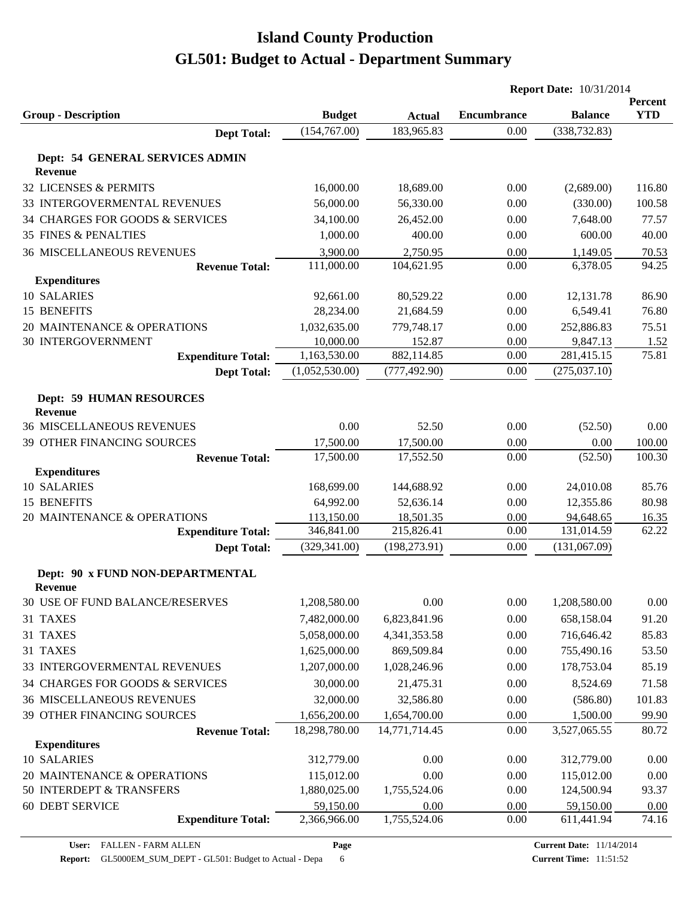# Island County Production

# GL501: Budget to Actual - Department Summary

**Report Date:** 10/31/2014

| Group - Description | Budget | Actual | Encumbrance | Balance | Percent YTD |
|---|---|---|---|---|---|
| **Dept Total:** | (154,767.00) | 183,965.83 | 0.00 | (338,732.83) | |
| **Dept: 54 GENERAL SERVICES ADMIN** | | | | | |
| **Revenue** | | | | | |
| 32 LICENSES & PERMITS | 16,000.00 | 18,689.00 | 0.00 | (2,689.00) | 116.80 |
| 33 INTERGOVERMENTAL REVENUES | 56,000.00 | 56,330.00 | 0.00 | (330.00) | 100.58 |
| 34 CHARGES FOR GOODS & SERVICES | 34,100.00 | 26,452.00 | 0.00 | 7,648.00 | 77.57 |
| 35 FINES & PENALTIES | 1,000.00 | 400.00 | 0.00 | 600.00 | 40.00 |
| 36 MISCELLANEOUS REVENUES | 3,900.00 | 2,750.95 | 0.00 | 1,149.05 | 70.53 |
| **Revenue Total:** | 111,000.00 | 104,621.95 | 0.00 | 6,378.05 | 94.25 |
| **Expenditures** | | | | | |
| 10 SALARIES | 92,661.00 | 80,529.22 | 0.00 | 12,131.78 | 86.90 |
| 15 BENEFITS | 28,234.00 | 21,684.59 | 0.00 | 6,549.41 | 76.80 |
| 20 MAINTENANCE & OPERATIONS | 1,032,635.00 | 779,748.17 | 0.00 | 252,886.83 | 75.51 |
| 30 INTERGOVERNMENT | 10,000.00 | 152.87 | 0.00 | 9,847.13 | 1.52 |
| **Expenditure Total:** | 1,163,530.00 | 882,114.85 | 0.00 | 281,415.15 | 75.81 |
| **Dept Total:** | (1,052,530.00) | (777,492.90) | 0.00 | (275,037.10) | |
| **Dept: 59 HUMAN RESOURCES** | | | | | |
| **Revenue** | | | | | |
| 36 MISCELLANEOUS REVENUES | 0.00 | 52.50 | 0.00 | (52.50) | 0.00 |
| 39 OTHER FINANCING SOURCES | 17,500.00 | 17,500.00 | 0.00 | 0.00 | 100.00 |
| **Revenue Total:** | 17,500.00 | 17,552.50 | 0.00 | (52.50) | 100.30 |
| **Expenditures** | | | | | |
| 10 SALARIES | 168,699.00 | 144,688.92 | 0.00 | 24,010.08 | 85.76 |
| 15 BENEFITS | 64,992.00 | 52,636.14 | 0.00 | 12,355.86 | 80.98 |
| 20 MAINTENANCE & OPERATIONS | 113,150.00 | 18,501.35 | 0.00 | 94,648.65 | 16.35 |
| **Expenditure Total:** | 346,841.00 | 215,826.41 | 0.00 | 131,014.59 | 62.22 |
| **Dept Total:** | (329,341.00) | (198,273.91) | 0.00 | (131,067.09) | |
| **Dept: 90 x FUND NON-DEPARTMENTAL** | | | | | |
| **Revenue** | | | | | |
| 30 USE OF FUND BALANCE/RESERVES | 1,208,580.00 | 0.00 | 0.00 | 1,208,580.00 | 0.00 |
| 31 TAXES | 7,482,000.00 | 6,823,841.96 | 0.00 | 658,158.04 | 91.20 |
| 31 TAXES | 5,058,000.00 | 4,341,353.58 | 0.00 | 716,646.42 | 85.83 |
| 31 TAXES | 1,625,000.00 | 869,509.84 | 0.00 | 755,490.16 | 53.50 |
| 33 INTERGOVERMENTAL REVENUES | 1,207,000.00 | 1,028,246.96 | 0.00 | 178,753.04 | 85.19 |
| 34 CHARGES FOR GOODS & SERVICES | 30,000.00 | 21,475.31 | 0.00 | 8,524.69 | 71.58 |
| 36 MISCELLANEOUS REVENUES | 32,000.00 | 32,586.80 | 0.00 | (586.80) | 101.83 |
| 39 OTHER FINANCING SOURCES | 1,656,200.00 | 1,654,700.00 | 0.00 | 1,500.00 | 99.90 |
| **Revenue Total:** | 18,298,780.00 | 14,771,714.45 | 0.00 | 3,527,065.55 | 80.72 |
| **Expenditures** | | | | | |
| 10 SALARIES | 312,779.00 | 0.00 | 0.00 | 312,779.00 | 0.00 |
| 20 MAINTENANCE & OPERATIONS | 115,012.00 | 0.00 | 0.00 | 115,012.00 | 0.00 |
| 50 INTERDEPT & TRANSFERS | 1,880,025.00 | 1,755,524.06 | 0.00 | 124,500.94 | 93.37 |
| 60 DEBT SERVICE | 59,150.00 | 0.00 | 0.00 | 59,150.00 | 0.00 |
| **Expenditure Total:** | 2,366,966.00 | 1,755,524.06 | 0.00 | 611,441.94 | 74.16 |

**User:** FALLEN - FARM ALLEN
**Report:** GL5000EM_SUM_DEPT - GL501: Budget to Actual - Depa
**Current Date:** 11/14/2014
**Current Time:** 11:51:52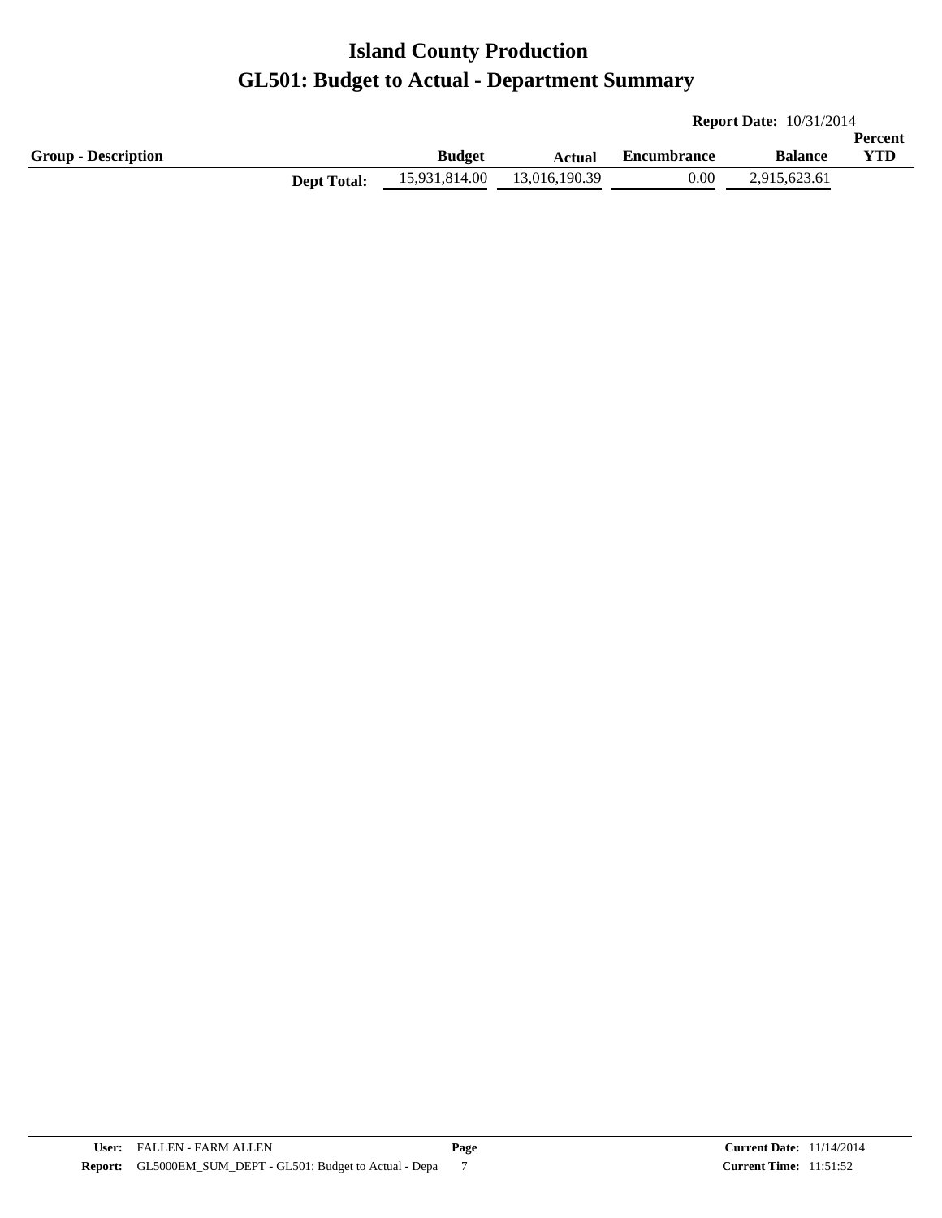# Island County Production

# GL501: Budget to Actual - Department Summary

**Report Date:** 10/31/2014

| Group - Description | | Budget | Actual | Encumbrance | Balance | Percent YTD |
|---|---|---|---|---|---|---|
| | **Dept Total:** | 15,931,814.00 | 13,016,190.39 | 0.00 | 2,915,623.61 | |

**User:** FALLEN - FARM ALLEN
**Report:** GL5000EM_SUM_DEPT - GL501: Budget to Actual - Depa
**Current Date:** 11/14/2014
**Current Time:** 11:51:52